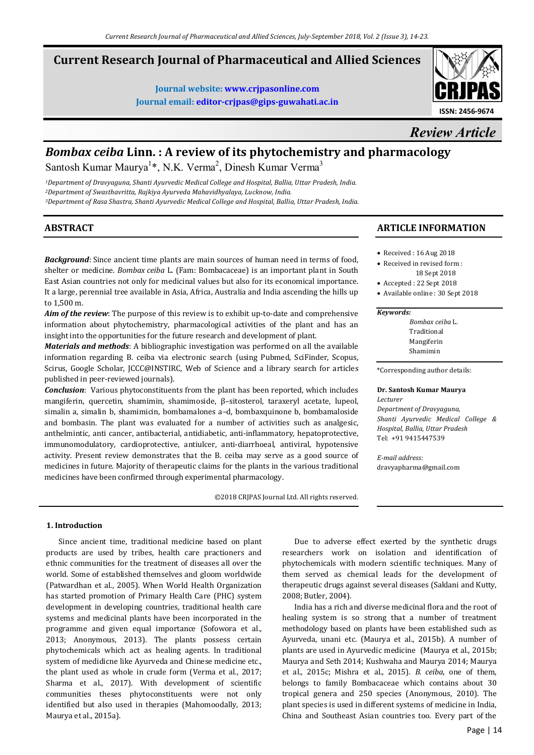# Current Research Journal of Pharmaceutical and Allied Sciences

**Journal website: www.crjpasonline.com**
**Journal email: editor-crjpas@gips-guwahati.ac.in**

ISSN: 2456-9674

*Review Article*

# *Bombax ceiba* Linn. : A review of its phytochemistry and pharmacology

Santosh Kumar Maurya[1]*, N.K. Verma[2], Dinesh Kumar Verma[3]

[1]Department of Dravyaguna, Shanti Ayurvedic Medical College and Hospital, Ballia, Uttar Pradesh, India.
[2]Department of Swasthavritta, Rajkiya Ayurveda Mahavidhyalaya, Lucknow, India.
[3]Department of Rasa Shastra, Shanti Ayurvedic Medical College and Hospital, Ballia, Uttar Pradesh, India.

## ABSTRACT

***Background***: Since ancient time plants are main sources of human need in terms of food, shelter or medicine. *Bombax ceiba* L. (Fam: Bombacaceae) is an important plant in South East Asian countries not only for medicinal values but also for its economical importance. It a large, perennial tree available in Asia, Africa, Australia and India ascending the hills up to 1,500 m.

***Aim of the review***: The purpose of this review is to exhibit up-to-date and comprehensive information about phytochemistry, pharmacological activities of the plant and has an insight into the opportunities for the future research and development of plant.

***Materials and methods***: A bibliographic investigation was performed on all the available information regarding B. ceiba via electronic search (using Pubmed, SciFinder, Scopus, Scirus, Google Scholar, JCCC@INSTIRC, Web of Science and a library search for articles published in peer-reviewed journals).

***Conclusion***: Various phytoconstituents from the plant has been reported, which includes mangiferin, quercetin, shamimin, shamimoside, β–sitosterol, taraxeryl acetate, lupeol, simalin a, simalin b, shamimicin, bombamalones a–d, bombaxquinone b, bombamaloside and bombasin. The plant was evaluated for a number of activities such as analgesic, anthelmintic, anti cancer, antibacterial, antidiabetic, anti-inflammatory, hepatoprotective, immunomodulatory, cardioprotective, antiulcer, anti-diarrhoeal, antiviral, hypotensive activity. Present review demonstrates that the B. ceiba may serve as a good source of medicines in future. Majority of therapeutic claims for the plants in the various traditional medicines have been confirmed through experimental pharmacology.

©2018 CRJPAS Journal Ltd. All rights reserved.

## ARTICLE INFORMATION

- Received : 16 Aug 2018
- Received in revised form : 18 Sept 2018
- Accepted : 22 Sept 2018
- Available online : 30 Sept 2018

***Keywords:***
*Bombax ceiba* L.
Traditional
Mangiferin
Shamimin

*Corresponding author details:

**Dr. Santosh Kumar Maurya**
*Lecturer*
*Department of Dravyaguna, Shanti Ayurvedic Medical College & Hospital, Ballia, Uttar Pradesh*
Tel: +91 9415447539

*E-mail address:*
dravyapharma@gmail.com

## 1. Introduction

Since ancient time, traditional medicine based on plant products are used by tribes, health care practioners and ethnic communities for the treatment of diseases all over the world. Some of established themselves and gloom worldwide (Patwardhan et al., 2005). When World Health Organization has started promotion of Primary Health Care (PHC) system development in developing countries, traditional health care systems and medicinal plants have been incorporated in the programme and given equal importance (Sofowora et al., 2013; Anonymous, 2013). The plants possess certain phytochemicals which act as healing agents. In traditional system of medidicne like Ayurveda and Chinese medicine etc., the plant used as whole in crude form (Verma et al., 2017; Sharma et al., 2017). With development of scientific communities theses phytoconstituents were not only identified but also used in therapies (Mahomoodally, 2013; Maurya et al., 2015a).

Due to adverse effect exerted by the synthetic drugs researchers work on isolation and identification of phytochemicals with modern scientific techniques. Many of them served as chemical leads for the development of therapeutic drugs against several diseases (Saklani and Kutty, 2008; Butler, 2004).

India has a rich and diverse medicinal flora and the root of healing system is so strong that a number of treatment methodology based on plants have been established such as Ayurveda, unani etc. (Maurya et al., 2015b). A number of plants are used in Ayurvedic medicine (Maurya et al., 2015b; Maurya and Seth 2014; Kushwaha and Maurya 2014; Maurya et al., 2015c; Mishra et al., 2015). *B. ceiba*, one of them, belongs to family Bombacaceae which contains about 30 tropical genera and 250 species (Anonymous, 2010). The plant species is used in different systems of medicine in India, China and Southeast Asian countries too. Every part of the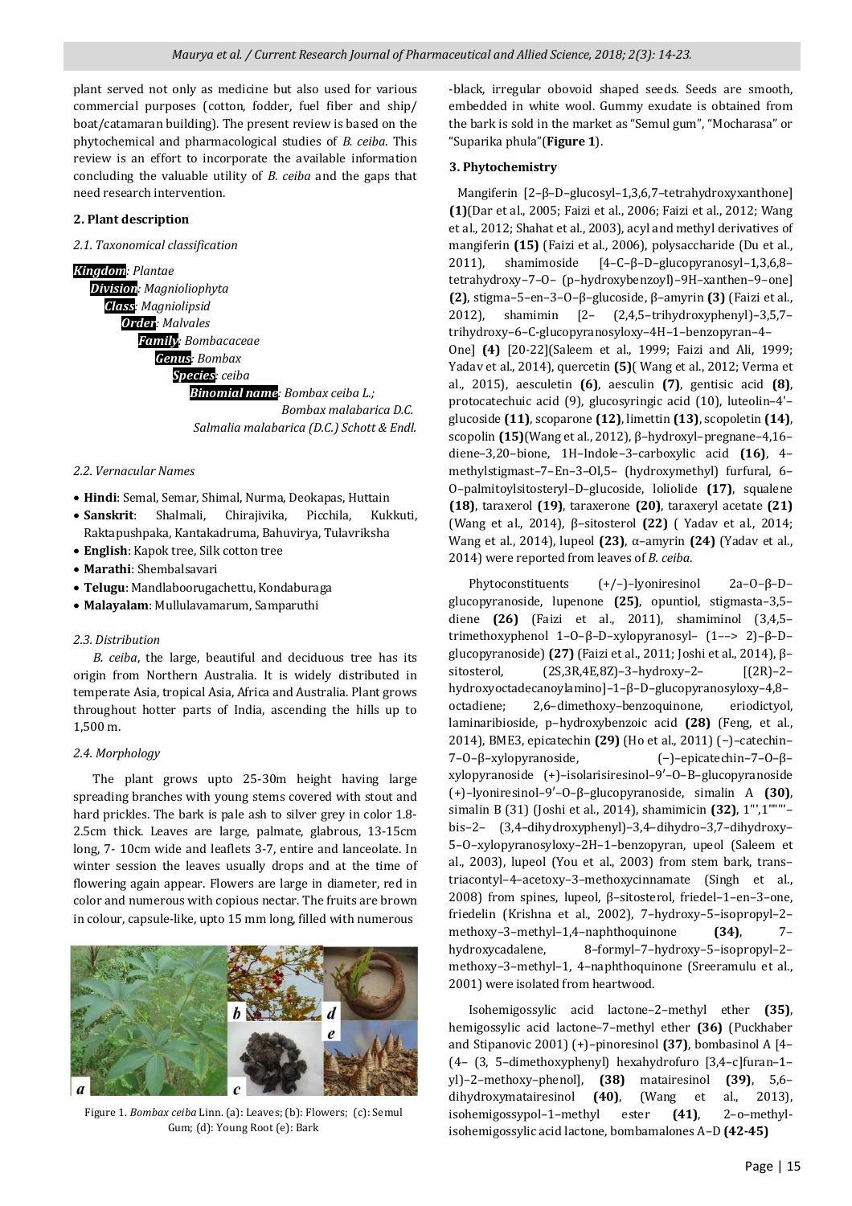plant served not only as medicine but also used for various commercial purposes (cotton, fodder, fuel fiber and ship/ boat/catamaran building). The present review is based on the phytochemical and pharmacological studies of *B. ceiba*. This review is an effort to incorporate the available information concluding the valuable utility of *B. ceiba* and the gaps that need research intervention.

## 2. Plant description

### *2.1. Taxonomical classification*

***Kingdom**: Plantae*
***Division**: Magnioliophyta*
***Class**: Magniolipsid*
***Order**: Malvales*
***Family**: Bombacaceae*
***Genus**: Bombax*
***Species**: ceiba*
***Binomial name**: Bombax ceiba L.;*
*Bombax malabarica D.C.*
*Salmalia malabarica (D.C.) Schott & Endl.*

### *2.2. Vernacular Names*

- **Hindi**: Semal, Semar, Shimal, Nurma, Deokapas, Huttain
- **Sanskrit**: Shalmali, Chirajivika, Picchila, Kukkuti, Raktapushpaka, Kantakadruma, Bahuvirya, Tulavriksha
- **English**: Kapok tree, Silk cotton tree
- **Marathi**: Shembalsavari
- **Telugu**: Mandlaboorugachettu, Kondaburaga
- **Malayalam**: Mullulavamarum, Samparuthi

### *2.3. Distribution*

*B. ceiba*, the large, beautiful and deciduous tree has its origin from Northern Australia. It is widely distributed in temperate Asia, tropical Asia, Africa and Australia. Plant grows throughout hotter parts of India, ascending the hills up to 1,500 m.

### *2.4. Morphology*

The plant grows upto 25-30m height having large spreading branches with young stems covered with stout and hard prickles. The bark is pale ash to silver grey in color 1.8-2.5cm thick. Leaves are large, palmate, glabrous, 13-15cm long, 7- 10cm wide and leaflets 3-7, entire and lanceolate. In winter session the leaves usually drops and at the time of flowering again appear. Flowers are large in diameter, red in color and numerous with copious nectar. The fruits are brown in colour, capsule-like, upto 15 mm long, filled with numerous -black, irregular obovoid shaped seeds. Seeds are smooth, embedded in white wool. Gummy exudate is obtained from the bark is sold in the market as "Semul gum", "Mocharasa" or "Suparika phula"(**Figure 1**).

Figure 1. *Bombax ceiba* Linn. (a): Leaves; (b): Flowers; (c): Semul Gum; (d): Young Root (e): Bark

## 3. Phytochemistry

Mangiferin [2–β–D–glucosyl–1,3,6,7–tetrahydroxyxanthone] **(1)**(Dar et al., 2005; Faizi et al., 2006; Faizi et al., 2012; Wang et al., 2012; Shahat et al., 2003), acyl and methyl derivatives of mangiferin **(15)** (Faizi et al., 2006), polysaccharide (Du et al., 2011), shamimoside [4–C–β–D–glucopyranosyl–1,3,6,8–tetrahydroxy–7–O– (p–hydroxybenzoyl)–9H–xanthen–9–one] **(2)**, stigma–5–en–3–O–β–glucoside, β–amyrin **(3)** (Faizi et al., 2012), shamimin [2– (2,4,5–trihydroxyphenyl)–3,5,7–trihydroxy–6–C-glucopyranosyloxy–4H–1–benzopyran–4–One] **(4)** [20-22](Saleem et al., 1999; Faizi and Ali, 1999; Yadav et al., 2014), quercetin **(5)**( Wang et al., 2012; Verma et al., 2015), aesculetin **(6)**, aesculin **(7)**, gentisic acid **(8)**, protocatechuic acid (9), glucosyringic acid (10), luteolin–4'–glucoside **(11)**, scoparone **(12)**, limettin **(13)**, scopoletin **(14)**, scopolin **(15)**(Wang et al., 2012), β–hydroxyl–pregnane–4,16–diene–3,20–bione, 1H–Indole–3–carboxylic acid **(16)**, 4–methylstigmast–7–En–3–Ol,5– (hydroxymethyl) furfural, 6–O–palmitoylsitosteryl–D–glucoside, loliolide **(17)**, squalene **(18)**, taraxerol **(19)**, taraxerone **(20)**, taraxeryl acetate **(21)** (Wang et al., 2014), β–sitosterol **(22)** ( Yadav et al., 2014; Wang et al., 2014), lupeol **(23)**, α–amyrin **(24)** (Yadav et al., 2014) were reported from leaves of *B. ceiba*.

Phytoconstituents (+/–)–lyoniresinol 2a–O–β–D–glucopyranoside, lupenone **(25)**, opuntiol, stigmasta–3,5–diene **(26)** (Faizi et al., 2011), shamiminol (3,4,5–trimethoxyphenol 1–O–β–D–xylopyranosyl– (1–-> 2)–β–D–glucopyranoside) **(27)** (Faizi et al., 2011; Joshi et al., 2014), β–sitosterol, (2S,3R,4E,8Z)–3–hydroxy–2– [(2R)–2–hydroxyoctadecanoylamino]–1–β–D–glucopyranosyloxy–4,8–octadiene; 2,6–dimethoxy–benzoquinone, eriodictyol, laminaribioside, p–hydroxybenzoic acid **(28)** (Feng, et al., 2014), BME3, epicatechin **(29)** (Ho et al., 2011) (−)–catechin–7–O–β–xylopyranoside, (−)–epicatechin–7–O–β–xylopyranoside (+)–isolarisiresinol–9′–O–B–glucopyranoside (+)–lyoniresinol–9′–O–β–glucopyranoside, simalin A **(30)**, simalin B (31) (Joshi et al., 2014), shamimicin **(32)**, 1''',1''''''–bis–2– (3,4–dihydroxyphenyl)–3,4–dihydro–3,7–dihydroxy–5–O–xylopyranosyloxy–2H–1–benzopyran, upeol (Saleem et al., 2003), lupeol (You et al., 2003) from stem bark, trans–triacontyl–4–acetoxy–3–methoxycinnamate (Singh et al., 2008) from spines, lupeol, β–sitosterol, friedel–1–en–3–one, friedelin (Krishna et al., 2002), 7–hydroxy–5–isopropyl–2–methoxy–3–methyl–1,4–naphthoquinone **(34)**, 7–hydroxycadalene, 8–formyl–7–hydroxy–5–isopropyl–2–methoxy–3–methyl–1, 4–naphthoquinone (Sreeramulu et al., 2001) were isolated from heartwood.

Isohemigossylic acid lactone–2–methyl ether **(35)**, hemigossylic acid lactone–7–methyl ether **(36)** (Puckhaber and Stipanovic 2001) (+)–pinoresinol **(37)**, bombasinol A [4–(4– (3, 5–dimethoxyphenyl) hexahydrofuro [3,4–c]furan–1–yl)–2–methoxy–phenol], **(38)** matairesinol **(39)**, 5,6–dihydroxymatairesinol **(40)**, (Wang et al., 2013), isohemigossypol–1–methyl ester **(41)**, 2–o–methyl-isohemigossylic acid lactone, bombamalones A–D **(42-45)**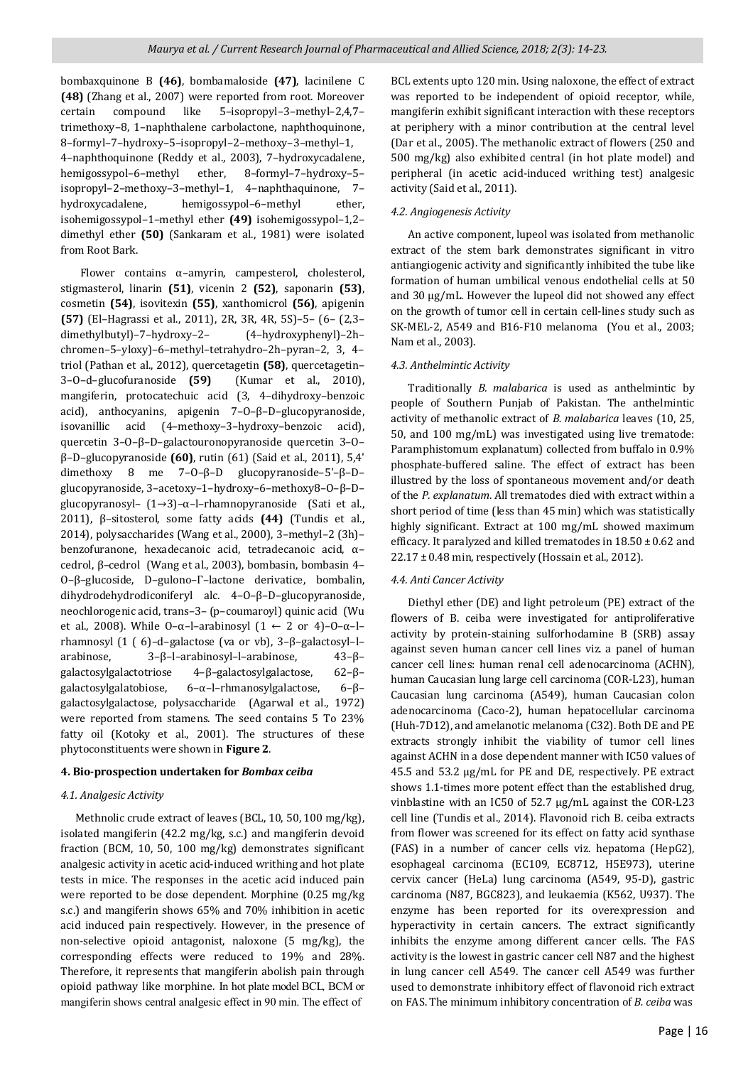bombaxquinone B **(46)**, bombamaloside **(47)**, lacinilene C **(48)** (Zhang et al., 2007) were reported from root. Moreover certain compound like 5–isopropyl–3–methyl–2,4,7–trimethoxy–8, 1–naphthalene carbolactone, naphthoquinone, 8–formyl–7–hydroxy–5–isopropyl–2–methoxy–3–methyl–1, 4–naphthoquinone (Reddy et al., 2003), 7–hydroxycadalene, hemigossypol–6–methyl ether, 8–formyl–7–hydroxy–5–isopropyl–2–methoxy–3–methyl–1, 4–naphthaquinone, 7–hydroxycadalene, hemigossypol–6–methyl ether, isohemigossypol–1–methyl ether **(49)** isohemigossypol–1,2–dimethyl ether **(50)** (Sankaram et al., 1981) were isolated from Root Bark.

Flower contains α–amyrin, campesterol, cholesterol, stigmasterol, linarin **(51)**, vicenin 2 **(52)**, saponarin **(53)**, cosmetin **(54)**, isovitexin **(55)**, xanthomicrol **(56)**, apigenin **(57)** (El–Hagrassi et al., 2011), 2R, 3R, 4R, 5S)–5– (6– (2,3–dimethylbutyl)–7–hydroxy–2– (4–hydroxyphenyl)–2h–chromen–5–yloxy)–6–methyl–tetrahydro–2h–pyran–2, 3, 4–triol (Pathan et al., 2012), quercetagetin **(58)**, quercetagetin–3–O–d–glucofuranoside **(59)** (Kumar et al., 2010), mangiferin, protocatechuic acid (3, 4–dihydroxy–benzoic acid), anthocyanins, apigenin 7–O–β–D–glucopyranoside, isovanillic acid (4–methoxy–3–hydroxy–benzoic acid), quercetin 3–O–β–D–galactouronopyranoside quercetin 3–O–β–D–glucopyranoside **(60)**, rutin (61) (Said et al., 2011), 5,4' dimethoxy 8 me 7–O–β–D glucopyranoside–5'–β–D–glucopyranoside, 3–acetoxy–1–hydroxy–6–methoxy8–O–β–D–glucopyranosyl– (1→3)–α–l–rhamnopyranoside (Sati et al., 2011), β–sitosterol, some fatty acids **(44)** (Tundis et al., 2014), polysaccharides (Wang et al., 2000), 3–methyl–2 (3h)–benzofuranone, hexadecanoic acid, tetradecanoic acid, α–cedrol, β–cedrol (Wang et al., 2003), bombasin, bombasin 4–O–β–glucoside, D–gulono–Γ–lactone derivatice, bombalin, dihydrodehydrodiconiferyl alc. 4–O–β–D–glucopyranoside, neochlorogenic acid, trans–3– (p–coumaroyl) quinic acid (Wu et al., 2008). While O–α–l–arabinosyl (1 ← 2 or 4)–O–α–l–rhamnosyl (1 ( 6)–d–galactose (va or vb), 3–β–galactosyl–l–arabinose, 3–β–l–arabinosyl–l–arabinose, 43–β–galactosylgalactotriose 4–β–galactosylgalactose, 62–β–galactosylgalatobiose, 6–α–l–rhmanosylgalactose, 6–β–galactosylgalactose, polysaccharide (Agarwal et al., 1972) were reported from stamens. The seed contains 5 To 23% fatty oil (Kotoky et al., 2001). The structures of these phytoconstituents were shown in **Figure 2**.

## 4. Bio-prospection undertaken for *Bombax ceiba*

### *4.1. Analgesic Activity*

Methnolic crude extract of leaves (BCL, 10, 50, 100 mg/kg), isolated mangiferin (42.2 mg/kg, s.c.) and mangiferin devoid fraction (BCM, 10, 50, 100 mg/kg) demonstrates significant analgesic activity in acetic acid-induced writhing and hot plate tests in mice. The responses in the acetic acid induced pain were reported to be dose dependent. Morphine (0.25 mg/kg s.c.) and mangiferin shows 65% and 70% inhibition in acetic acid induced pain respectively. However, in the presence of non-selective opioid antagonist, naloxone (5 mg/kg), the corresponding effects were reduced to 19% and 28%. Therefore, it represents that mangiferin abolish pain through opioid pathway like morphine. In hot plate model BCL, BCM or mangiferin shows central analgesic effect in 90 min. The effect of BCL extents upto 120 min. Using naloxone, the effect of extract was reported to be independent of opioid receptor, while, mangiferin exhibit significant interaction with these receptors at periphery with a minor contribution at the central level (Dar et al., 2005). The methanolic extract of flowers (250 and 500 mg/kg) also exhibited central (in hot plate model) and peripheral (in acetic acid-induced writhing test) analgesic activity (Said et al., 2011).

### *4.2. Angiogenesis Activity*

An active component, lupeol was isolated from methanolic extract of the stem bark demonstrates significant in vitro antiangiogenic activity and significantly inhibited the tube like formation of human umbilical venous endothelial cells at 50 and 30 μg/mL. However the lupeol did not showed any effect on the growth of tumor cell in certain cell-lines study such as SK-MEL-2, A549 and B16-F10 melanoma (You et al., 2003; Nam et al., 2003).

### *4.3. Anthelmintic Activity*

Traditionally *B. malabarica* is used as anthelmintic by people of Southern Punjab of Pakistan. The anthelmintic activity of methanolic extract of *B. malabarica* leaves (10, 25, 50, and 100 mg/mL) was investigated using live trematode: Paramphistomum explanatum) collected from buffalo in 0.9% phosphate-buffered saline. The effect of extract has been illustred by the loss of spontaneous movement and/or death of the *P. explanatum*. All trematodes died with extract within a short period of time (less than 45 min) which was statistically highly significant. Extract at 100 mg/mL showed maximum efficacy. It paralyzed and killed trematodes in 18.50 ± 0.62 and 22.17 ± 0.48 min, respectively (Hossain et al., 2012).

### *4.4. Anti Cancer Activity*

Diethyl ether (DE) and light petroleum (PE) extract of the flowers of B. ceiba were investigated for antiproliferative activity by protein-staining sulforhodamine B (SRB) assay against seven human cancer cell lines viz. a panel of human cancer cell lines: human renal cell adenocarcinoma (ACHN), human Caucasian lung large cell carcinoma (COR-L23), human Caucasian lung carcinoma (A549), human Caucasian colon adenocarcinoma (Caco-2), human hepatocellular carcinoma (Huh-7D12), and amelanotic melanoma (C32). Both DE and PE extracts strongly inhibit the viability of tumor cell lines against ACHN in a dose dependent manner with IC50 values of 45.5 and 53.2 μg/mL for PE and DE, respectively. PE extract shows 1.1-times more potent effect than the established drug, vinblastine with an IC50 of 52.7 μg/mL against the COR-L23 cell line (Tundis et al., 2014). Flavonoid rich B. ceiba extracts from flower was screened for its effect on fatty acid synthase (FAS) in a number of cancer cells viz. hepatoma (HepG2), esophageal carcinoma (EC109, EC8712, H5E973), uterine cervix cancer (HeLa) lung carcinoma (A549, 95-D), gastric carcinoma (N87, BGC823), and leukaemia (K562, U937). The enzyme has been reported for its overexpression and hyperactivity in certain cancers. The extract significantly inhibits the enzyme among different cancer cells. The FAS activity is the lowest in gastric cancer cell N87 and the highest in lung cancer cell A549. The cancer cell A549 was further used to demonstrate inhibitory effect of flavonoid rich extract on FAS. The minimum inhibitory concentration of *B. ceiba* was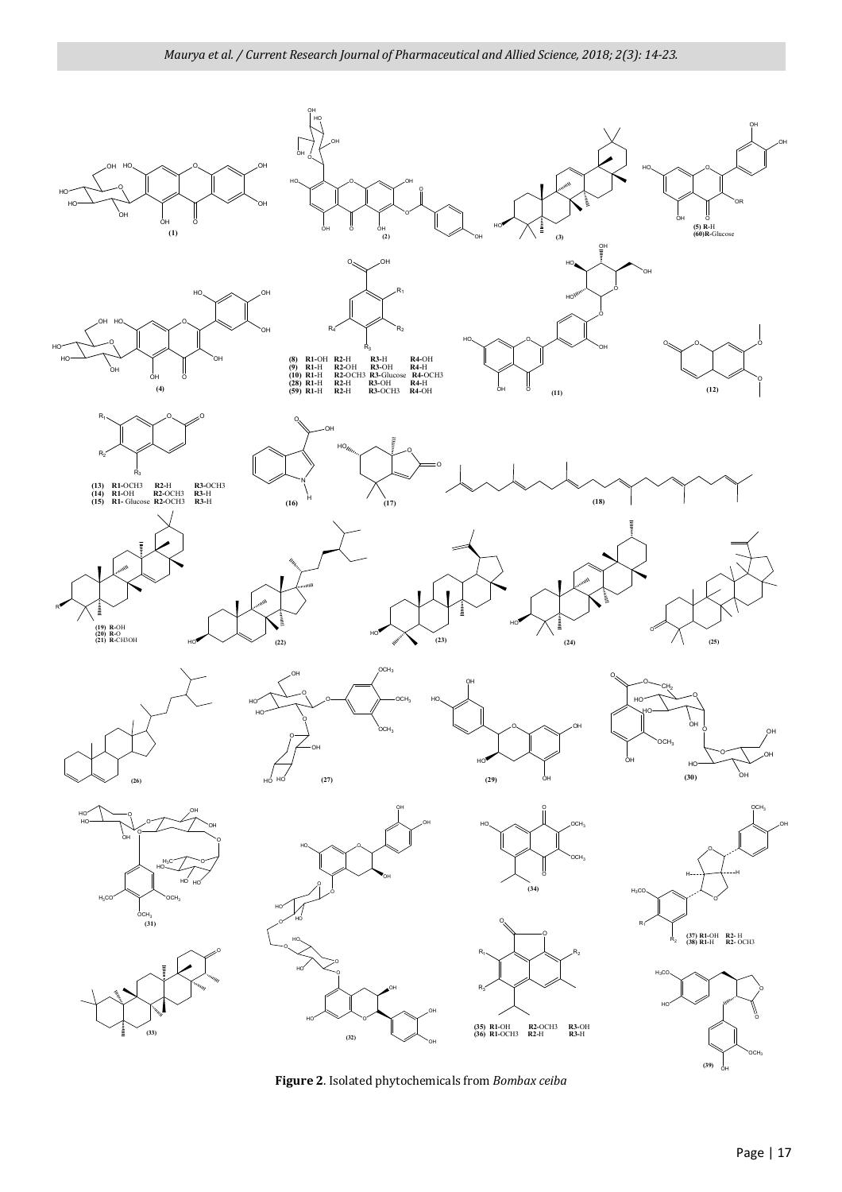**Figure 2**. Isolated phytochemicals from *Bombax ceiba*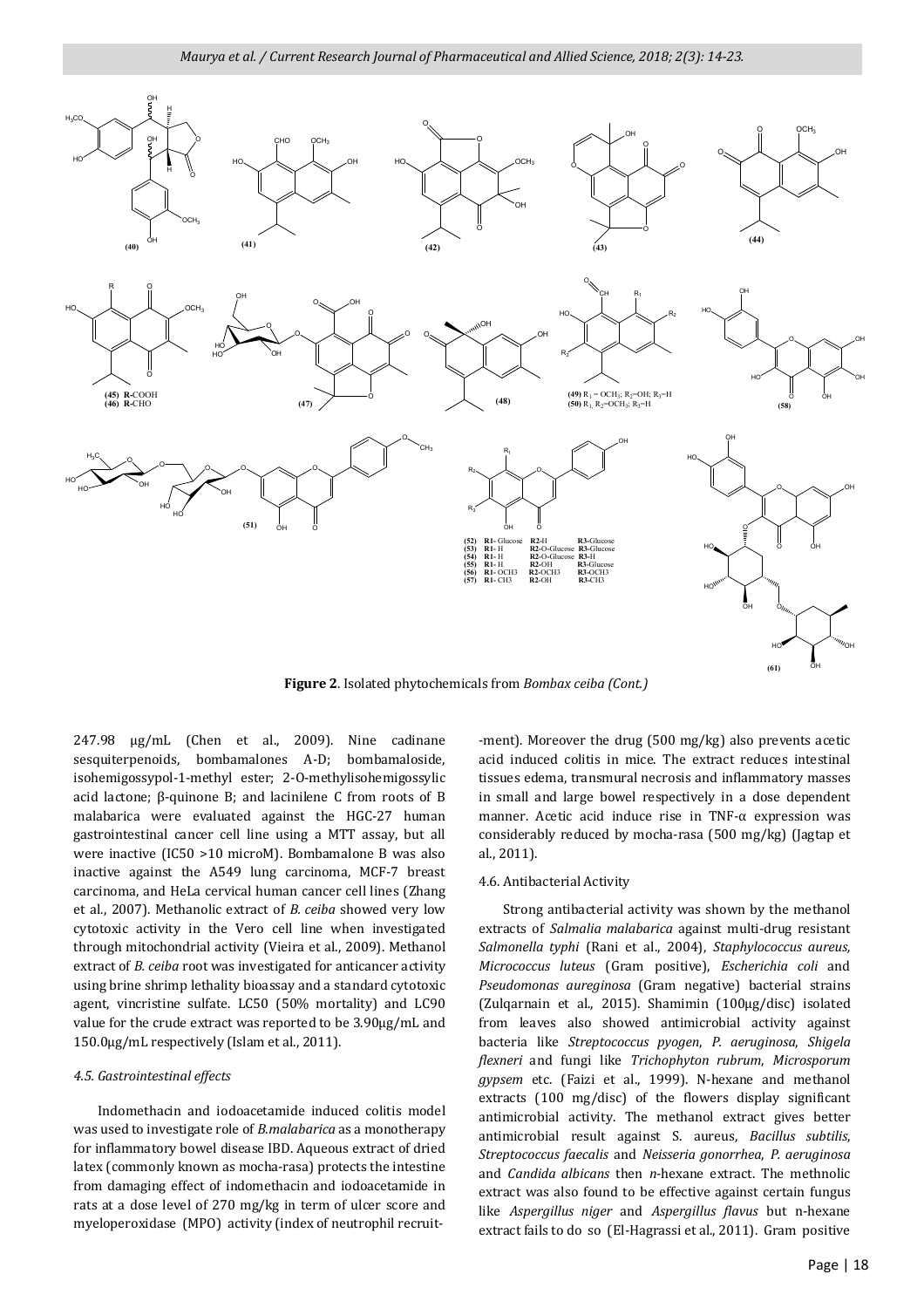**Figure 2**. Isolated phytochemicals from *Bombax ceiba (Cont.)*

247.98 µg/mL (Chen et al., 2009). Nine cadinane sesquiterpenoids, bombamalones A-D; bombamaloside, isohemigossypol-1-methyl ester; 2-O-methylisohemigossylic acid lactone; β-quinone B; and lacinilene C from roots of B malabarica were evaluated against the HGC-27 human gastrointestinal cancer cell line using a MTT assay, but all were inactive (IC50 >10 microM). Bombamalone B was also inactive against the A549 lung carcinoma, MCF-7 breast carcinoma, and HeLa cervical human cancer cell lines (Zhang et al., 2007). Methanolic extract of *B. ceiba* showed very low cytotoxic activity in the Vero cell line when investigated through mitochondrial activity (Vieira et al., 2009). Methanol extract of *B. ceiba* root was investigated for anticancer activity using brine shrimp lethality bioassay and a standard cytotoxic agent, vincristine sulfate. LC50 (50% mortality) and LC90 value for the crude extract was reported to be 3.90µg/mL and 150.0µg/mL respectively (Islam et al., 2011).

### *4.5. Gastrointestinal effects*

Indomethacin and iodoacetamide induced colitis model was used to investigate role of *B.malabarica* as a monotherapy for inflammatory bowel disease IBD. Aqueous extract of dried latex (commonly known as mocha-rasa) protects the intestine from damaging effect of indomethacin and iodoacetamide in rats at a dose level of 270 mg/kg in term of ulcer score and myeloperoxidase (MPO) activity (index of neutrophil recruitment). Moreover the drug (500 mg/kg) also prevents acetic acid induced colitis in mice. The extract reduces intestinal tissues edema, transmural necrosis and inflammatory masses in small and large bowel respectively in a dose dependent manner. Acetic acid induce rise in TNF-α expression was considerably reduced by mocha-rasa (500 mg/kg) (Jagtap et al., 2011).

### 4.6. Antibacterial Activity

Strong antibacterial activity was shown by the methanol extracts of *Salmalia malabarica* against multi-drug resistant *Salmonella typhi* (Rani et al., 2004), *Staphylococcus aureus, Micrococcus luteus* (Gram positive), *Escherichia coli* and *Pseudomonas aureginosa* (Gram negative) bacterial strains (Zulqarnain et al., 2015). Shamimin (100µg/disc) isolated from leaves also showed antimicrobial activity against bacteria like *Streptococcus pyogen*, *P. aeruginosa*, *Shigela flexneri* and fungi like *Trichophyton rubrum*, *Microsporum gypsem* etc. (Faizi et al., 1999). N-hexane and methanol extracts (100 mg/disc) of the flowers display significant antimicrobial activity. The methanol extract gives better antimicrobial result against S. aureus, *Bacillus subtilis*, *Streptococcus faecalis* and *Neisseria gonorrhea*, *P. aeruginosa* and *Candida albicans* then *n*-hexane extract. The methnolic extract was also found to be effective against certain fungus like *Aspergillus niger* and *Aspergillus flavus* but n-hexane extract fails to do so (El-Hagrassi et al., 2011). Gram positive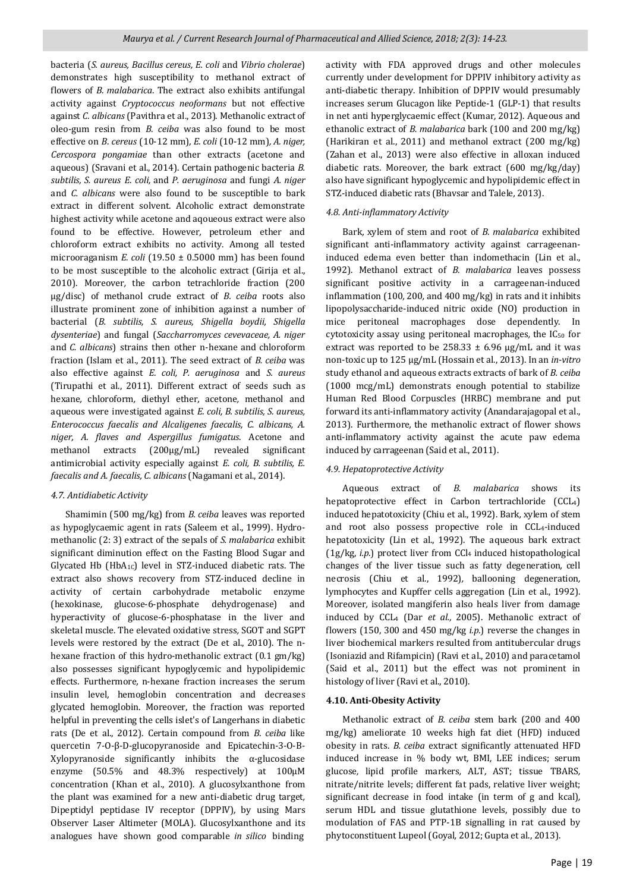bacteria (*S. aureus, Bacillus cereus, E. coli* and *Vibrio cholerae*) demonstrates high susceptibility to methanol extract of flowers of *B. malabarica*. The extract also exhibits antifungal activity against *Cryptococcus neoformans* but not effective against *C. albicans* (Pavithra et al., 2013). Methanolic extract of oleo-gum resin from *B. ceiba* was also found to be most effective on *B. cereus* (10-12 mm), *E. coli* (10-12 mm), *A. niger, Cercospora pongamiae* than other extracts (acetone and aqueous) (Sravani et al., 2014). Certain pathogenic bacteria *B. subtilis, S. aureus E. coli,* and *P. aeruginosa* and fungi *A. niger* and *C. albicans* were also found to be susceptible to bark extract in different solvent. Alcoholic extract demonstrate highest activity while acetone and aqoueous extract were also found to be effective. However, petroleum ether and chloroform extract exhibits no activity. Among all tested microoraganism *E. coli* (19.50 ± 0.5000 mm) has been found to be most susceptible to the alcoholic extract (Girija et al., 2010). Moreover, the carbon tetrachloride fraction (200 µg/disc) of methanol crude extract of *B. ceiba* roots also illustrate prominent zone of inhibition against a number of bacterial (*B. subtilis, S. aureus, Shigella boydii, Shigella dysenteriae*) and fungal (*Saccharromyces cevevaceae, A. niger* and *C. albicans*) strains then other n-hexane and chloroform fraction (Islam et al., 2011). The seed extract of *B. ceiba* was also effective against *E. coli, P. aeruginosa* and *S. aureus* (Tirupathi et al., 2011). Different extract of seeds such as hexane, chloroform, diethyl ether, acetone, methanol and aqueous were investigated against *E. coli, B. subtilis, S. aureus, Enterococcus faecalis and Alcaligenes faecalis, C. albicans, A. niger, A. flaves and Aspergillus fumigatus*. Acetone and methanol extracts (200µg/mL) revealed significant antimicrobial activity especially against *E. coli, B. subtilis, E. faecalis and A. faecalis, C. albicans* (Nagamani et al., 2014).

#### *4.7. Antidiabetic Activity*

Shamimin (500 mg/kg) from *B. ceiba* leaves was reported as hypoglycaemic agent in rats (Saleem et al., 1999). Hydro-methanolic (2: 3) extract of the sepals of *S. malabarica* exhibit significant diminution effect on the Fasting Blood Sugar and Glycated Hb ($HbA_{1C}$) level in STZ-induced diabetic rats. The extract also shows recovery from STZ-induced decline in activity of certain carbohydrade metabolic enzyme (hexokinase, glucose-6-phosphate dehydrogenase) and hyperactivity of glucose-6-phosphatase in the liver and skeletal muscle. The elevated oxidative stress, SGOT and SGPT levels were restored by the extract (De et al., 2010). The n-hexane fraction of this hydro-methanolic extract (0.1 gm/kg) also possesses significant hypoglycemic and hypolipidemic effects. Furthermore, n-hexane fraction increases the serum insulin level, hemoglobin concentration and decreases glycated hemoglobin. Moreover, the fraction was reported helpful in preventing the cells islet's of Langerhans in diabetic rats (De et al., 2012). Certain compound from *B. ceiba* like quercetin 7-O-β-D-glucopyranoside and Epicatechin-3-O-Β-Xylopyranoside significantly inhibits the α-glucosidase enzyme (50.5% and 48.3% respectively) at 100µM concentration (Khan et al., 2010). A glucosylxanthone from the plant was examined for a new anti-diabetic drug target, Dipeptidyl peptidase IV receptor (DPPIV), by using Mars Observer Laser Altimeter (MOLA). Glucosylxanthone and its analogues have shown good comparable *in silico* binding activity with FDA approved drugs and other molecules currently under development for DPPIV inhibitory activity as anti-diabetic therapy. Inhibition of DPPIV would presumably increases serum Glucagon like Peptide-1 (GLP-1) that results in net anti hyperglycaemic effect (Kumar, 2012). Aqueous and ethanolic extract of *B. malabarica* bark (100 and 200 mg/kg) (Harikiran et al., 2011) and methanol extract (200 mg/kg) (Zahan et al., 2013) were also effective in alloxan induced diabetic rats. Moreover, the bark extract (600 mg/kg/day) also have significant hypoglycemic and hypolipidemic effect in STZ-induced diabetic rats (Bhavsar and Talele, 2013).

#### *4.8. Anti-inflammatory Activity*

Bark, xylem of stem and root of *B. malabarica* exhibited significant anti-inflammatory activity against carrageenan-induced edema even better than indomethacin (Lin et al., 1992). Methanol extract of *B. malabarica* leaves possess significant positive activity in a carrageenan-induced inflammation (100, 200, and 400 mg/kg) in rats and it inhibits lipopolysaccharide-induced nitric oxide (NO) production in mice peritoneal macrophages dose dependently. In cytotoxicity assay using peritoneal macrophages, the $IC_{50}$ for extract was reported to be 258.33 ± 6.96 µg/mL and it was non-toxic up to 125 µg/mL (Hossain et al., 2013). In an *in-vitro* study ethanol and aqueous extracts extracts of bark of *B. ceiba* (1000 mcg/mL) demonstrats enough potential to stabilize Human Red Blood Corpuscles (HRBC) membrane and put forward its anti-inflammatory activity (Anandarajagopal et al., 2013). Furthermore, the methanolic extract of flower shows anti-inflammatory activity against the acute paw edema induced by carrageenan (Said et al., 2011).

#### *4.9. Hepatoprotective Activity*

Aqueous extract of *B. malabarica* shows its hepatoprotective effect in Carbon tertrachloride ($CCL_4$) induced hepatotoxicity (Chiu et al., 1992). Bark, xylem of stem and root also possess propective role in $CCL_4$-induced hepatotoxicity (Lin et al., 1992). The aqueous bark extract (1g/kg, *i.p.*) protect liver from $CCl_4$ induced histopathological changes of the liver tissue such as fatty degeneration, cell necrosis (Chiu et al., 1992), ballooning degeneration, lymphocytes and Kupffer cells aggregation (Lin et al., 1992). Moreover, isolated mangiferin also heals liver from damage induced by $CCL_4$ (Dar *et al.*, 2005). Methanolic extract of flowers (150, 300 and 450 mg/kg *i.p.*) reverse the changes in liver biochemical markers resulted from antitubercular drugs (Isoniazid and Rifampicin) (Ravi et al., 2010) and paracetamol (Said et al., 2011) but the effect was not prominent in histology of liver (Ravi et al., 2010).

### **4.10. Anti-Obesity Activity**

Methanolic extract of *B. ceiba* stem bark (200 and 400 mg/kg) ameliorate 10 weeks high fat diet (HFD) induced obesity in rats. *B. ceiba* extract significantly attenuated HFD induced increase in % body wt, BMI, LEE indices; serum glucose, lipid profile markers, ALT, AST; tissue TBARS, nitrate/nitrite levels; different fat pads, relative liver weight; significant decrease in food intake (in term of g and kcal), serum HDL and tissue glutathione levels, possibly due to modulation of FAS and PTP-1B signalling in rat caused by phytoconstituent Lupeol (Goyal, 2012; Gupta et al., 2013).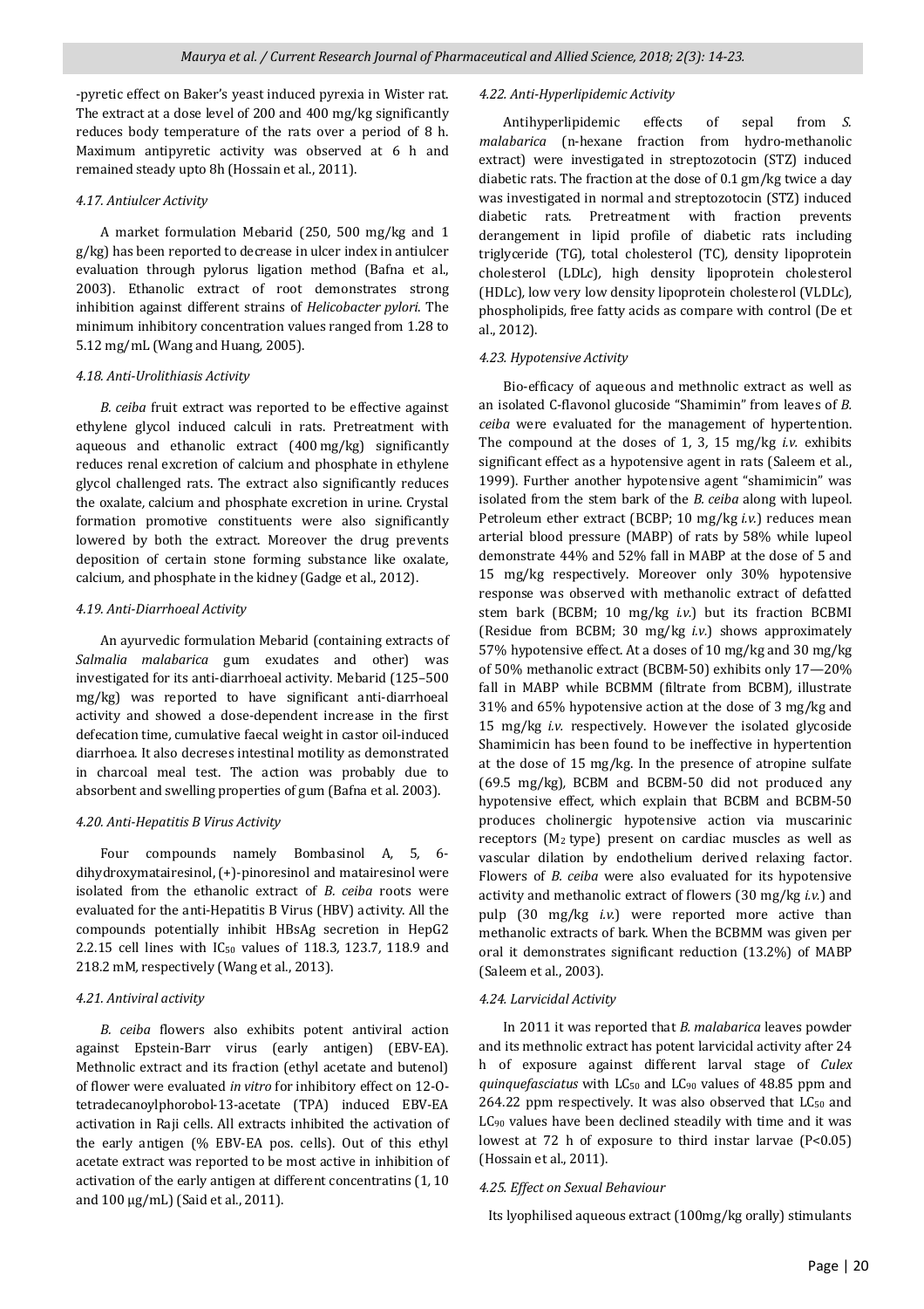-pyretic effect on Baker's yeast induced pyrexia in Wister rat. The extract at a dose level of 200 and 400 mg/kg significantly reduces body temperature of the rats over a period of 8 h. Maximum antipyretic activity was observed at 6 h and remained steady upto 8h (Hossain et al., 2011).

#### *4.17. Antiulcer Activity*

A market formulation Mebarid (250, 500 mg/kg and 1 g/kg) has been reported to decrease in ulcer index in antiulcer evaluation through pylorus ligation method (Bafna et al., 2003). Ethanolic extract of root demonstrates strong inhibition against different strains of *Helicobacter pylori*. The minimum inhibitory concentration values ranged from 1.28 to 5.12 mg/mL (Wang and Huang, 2005).

#### *4.18. Anti-Urolithiasis Activity*

*B. ceiba* fruit extract was reported to be effective against ethylene glycol induced calculi in rats. Pretreatment with aqueous and ethanolic extract (400 mg/kg) significantly reduces renal excretion of calcium and phosphate in ethylene glycol challenged rats. The extract also significantly reduces the oxalate, calcium and phosphate excretion in urine. Crystal formation promotive constituents were also significantly lowered by both the extract. Moreover the drug prevents deposition of certain stone forming substance like oxalate, calcium, and phosphate in the kidney (Gadge et al., 2012).

#### *4.19. Anti-Diarrhoeal Activity*

An ayurvedic formulation Mebarid (containing extracts of *Salmalia malabarica* gum exudates and other) was investigated for its anti-diarrhoeal activity. Mebarid (125–500 mg/kg) was reported to have significant anti-diarrhoeal activity and showed a dose-dependent increase in the first defecation time, cumulative faecal weight in castor oil-induced diarrhoea. It also decreses intestinal motility as demonstrated in charcoal meal test. The action was probably due to absorbent and swelling properties of gum (Bafna et al. 2003).

#### *4.20. Anti-Hepatitis B Virus Activity*

Four compounds namely Bombasinol A, 5, 6-dihydroxymatairesinol, (+)-pinoresinol and matairesinol were isolated from the ethanolic extract of *B. ceiba* roots were evaluated for the anti-Hepatitis B Virus (HBV) activity. All the compounds potentially inhibit HBsAg secretion in HepG2 2.2.15 cell lines with $IC_{50}$ values of 118.3, 123.7, 118.9 and 218.2 mM, respectively (Wang et al., 2013).

#### *4.21. Antiviral activity*

*B. ceiba* flowers also exhibits potent antiviral action against Epstein-Barr virus (early antigen) (EBV-EA). Methnolic extract and its fraction (ethyl acetate and butenol) of flower were evaluated *in vitro* for inhibitory effect on 12-O-tetradecanoylphorobol-13-acetate (TPA) induced EBV-EA activation in Raji cells. All extracts inhibited the activation of the early antigen (% EBV-EA pos. cells). Out of this ethyl acetate extract was reported to be most active in inhibition of activation of the early antigen at different concentratins (1, 10 and 100 µg/mL) (Said et al., 2011).

#### *4.22. Anti-Hyperlipidemic Activity*

Antihyperlipidemic effects of sepal from *S. malabarica* (n-hexane fraction from hydro-methanolic extract) were investigated in streptozotocin (STZ) induced diabetic rats. The fraction at the dose of 0.1 gm/kg twice a day was investigated in normal and streptozotocin (STZ) induced diabetic rats. Pretreatment with fraction prevents derangement in lipid profile of diabetic rats including triglyceride (TG), total cholesterol (TC), density lipoprotein cholesterol (LDLc), high density lipoprotein cholesterol (HDLc), low very low density lipoprotein cholesterol (VLDLc), phospholipids, free fatty acids as compare with control (De et al., 2012).

#### *4.23. Hypotensive Activity*

Bio-efficacy of aqueous and methnolic extract as well as an isolated C-flavonol glucoside "Shamimin" from leaves of *B. ceiba* were evaluated for the management of hypertension. The compound at the doses of 1, 3, 15 mg/kg *i.v.* exhibits significant effect as a hypotensive agent in rats (Saleem et al., 1999). Further another hypotensive agent "shamimicin" was isolated from the stem bark of the *B. ceiba* along with lupeol. Petroleum ether extract (BCBP; 10 mg/kg *i.v.*) reduces mean arterial blood pressure (MABP) of rats by 58% while lupeol demonstrate 44% and 52% fall in MABP at the dose of 5 and 15 mg/kg respectively. Moreover only 30% hypotensive response was observed with methanolic extract of defatted stem bark (BCBM; 10 mg/kg *i.v.*) but its fraction BCBMI (Residue from BCBM; 30 mg/kg *i.v.*) shows approximately 57% hypotensive effect. At a doses of 10 mg/kg and 30 mg/kg of 50% methanolic extract (BCBM-50) exhibits only 17—20% fall in MABP while BCBMM (filtrate from BCBM), illustrate 31% and 65% hypotensive action at the dose of 3 mg/kg and 15 mg/kg *i.v.* respectively. However the isolated glycoside Shamimicin has been found to be ineffective in hypertention at the dose of 15 mg/kg. In the presence of atropine sulfate (69.5 mg/kg), BCBM and BCBM-50 did not produced any hypotensive effect, which explain that BCBM and BCBM-50 produces cholinergic hypotensive action via muscarinic receptors ($M_2$ type) present on cardiac muscles as well as vascular dilation by endothelium derived relaxing factor. Flowers of *B. ceiba* were also evaluated for its hypotensive activity and methanolic extract of flowers (30 mg/kg *i.v.*) and pulp (30 mg/kg *i.v.*) were reported more active than methanolic extracts of bark. When the BCBMM was given per oral it demonstrates significant reduction (13.2%) of MABP (Saleem et al., 2003).

#### *4.24. Larvicidal Activity*

In 2011 it was reported that *B. malabarica* leaves powder and its methnolic extract has potent larvicidal activity after 24 h of exposure against different larval stage of *Culex quinquefasciatus* with $LC_{50}$ and $LC_{90}$ values of 48.85 ppm and 264.22 ppm respectively. It was also observed that $LC_{50}$ and $LC_{90}$ values have been declined steadily with time and it was lowest at 72 h of exposure to third instar larvae ($P<0.05$) (Hossain et al., 2011).

#### *4.25. Effect on Sexual Behaviour*

Its lyophilised aqueous extract (100mg/kg orally) stimulants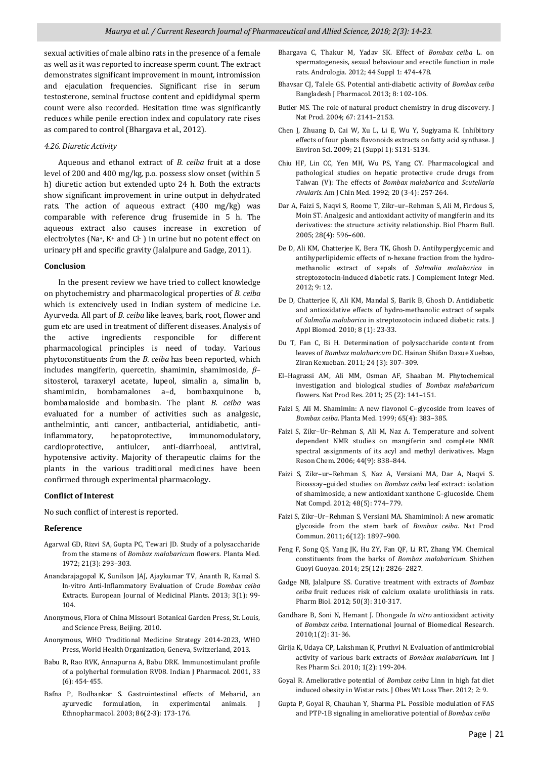sexual activities of male albino rats in the presence of a female as well as it was reported to increase sperm count. The extract demonstrates significant improvement in mount, intromission and ejaculation frequencies. Significant rise in serum testosterone, seminal fructose content and epididymal sperm count were also recorded. Hesitation time was significantly reduces while penile erection index and copulatory rate rises as compared to control (Bhargava et al., 2012).

### *4.26. Diuretic Activity*

Aqueous and ethanol extract of *B. ceiba* fruit at a dose level of 200 and 400 mg/kg, p.o. possess slow onset (within 5 h) diuretic action but extended upto 24 h. Both the extracts show significant improvement in urine output in dehydrated rats. The action of aqueous extract (400 mg/kg) was comparable with reference drug frusemide in 5 h. The aqueous extract also causes increase in excretion of electrolytes ($Na^+$, $K^+$ and $Cl^-$ ) in urine but no potent effect on urinary pH and specific gravity (Jalalpure and Gadge, 2011).

## Conclusion

In the present review we have tried to collect knowledge on phytochemistry and pharmacological properties of *B. ceiba* which is extencively used in Indian system of medicine i.e. Ayurveda. All part of *B. ceiba* like leaves, bark, root, flower and gum etc are used in treatment of different diseases. Analysis of the active ingredients responcible for different pharmacological principles is need of today. Various phytoconstituents from the *B. ceiba* has been reported, which includes mangiferin, quercetin, shamimin, shamimoside, *β*–sitosterol, taraxeryl acetate, lupeol, simalin a, simalin b, shamimicin, bombamalones a–d, bombaxquinone b, bombamaloside and bombasin. The plant *B. ceiba* was evaluated for a number of activities such as analgesic, anthelmintic, anti cancer, antibacterial, antidiabetic, anti-inflammatory, hepatoprotective, immunomodulatory, cardioprotective, antiulcer, anti-diarrhoeal, antiviral, hypotensive activity. Majority of therapeutic claims for the plants in the various traditional medicines have been confirmed through experimental pharmacology.

## Conflict of Interest

No such conflict of interest is reported.

## Reference

Agarwal GD, Rizvi SA, Gupta PC, Tewari JD. Study of a polysaccharide from the stamens of *Bombax malabaricum* flowers. Planta Med. 1972; 21(3): 293–303.

Anandarajagopal K, Sunilson JAJ, Ajaykumar TV, Ananth R, Kamal S. In-vitro Anti-Inflammatory Evaluation of Crude *Bombax ceiba* Extracts. European Journal of Medicinal Plants. 2013; 3(1): 99-104.

Anonymous, Flora of China Missouri Botanical Garden Press, St. Louis, and Science Press, Beijing. 2010.

Anonymous, WHO Traditional Medicine Strategy 2014-2023, WHO Press, World Health Organization, Geneva, Switzerland, 2013.

Babu R, Rao RVK, Annapurna A, Babu DRK. Immunostimulant profile of a polyherbal formulation RV08. Indian J Pharmacol. 2001, 33 (6): 454-455.

Bafna P, Bodhankar S. Gastrointestinal effects of Mebarid, an ayurvedic formulation, in experimental animals. J Ethnopharmacol. 2003; 86(2-3): 173-176.

Bhargava C, Thakur M, Yadav SK. Effect of *Bombax ceiba* L. on spermatogenesis, sexual behaviour and erectile function in male rats. Andrologia. 2012; 44 Suppl 1: 474-478.

Bhavsar CJ, Talele GS. Potential anti-diabetic activity of *Bombax ceiba* Bangladesh J Pharmacol. 2013; 8: 102-106.

Butler MS. The role of natural product chemistry in drug discovery. J Nat Prod. 2004; 67: 2141–2153.

Chen J, Zhuang D, Cai W, Xu L, Li E, Wu Y, Sugiyama K. Inhibitory effects of four plants flavonoids extracts on fatty acid synthase. J Environ Sci. 2009; 21 (Suppl 1): S131-S134.

Chiu HF, Lin CC, Yen MH, Wu PS, Yang CY. Pharmacological and pathological studies on hepatic protective crude drugs from Taiwan (V): The effects of *Bombax malabarica* and *Scutellaria rivularis*. Am J Chin Med. 1992; 20 (3-4): 257-264.

Dar A, Faizi S, Naqvi S, Roome T, Zikr–ur–Rehman S, Ali M, Firdous S, Moin ST. Analgesic and antioxidant activity of mangiferin and its derivatives: the structure activity relationship. Biol Pharm Bull. 2005; 28(4): 596–600.

De D, Ali KM, Chatterjee K, Bera TK, Ghosh D. Antihyperglycemic and antihyperlipidemic effects of n-hexane fraction from the hydro-methanolic extract of sepals of *Salmalia malabarica* in streptozotocin-induced diabetic rats. J Complement Integr Med. 2012; 9: 12.

De D, Chatterjee K, Ali KM, Mandal S, Barik B, Ghosh D. Antidiabetic and antioxidative effects of hydro-methanolic extract of sepals of *Salmalia malabarica* in streptozotocin induced diabetic rats. J Appl Biomed. 2010; 8 (1): 23-33.

Du T, Fan C, Bi H. Determination of polysaccharide content from leaves of *Bombax malabaricum* DC. Hainan Shifan Daxue Xuebao, Ziran Kexueban. 2011; 24 (3): 307–309.

El–Hagrassi AM, Ali MM, Osman AF, Shaaban M. Phytochemical investigation and biological studies of *Bombax malabaricum* flowers. Nat Prod Res. 2011; 25 (2): 141–151.

Faizi S, Ali M. Shamimin: A new flavonol C–glycoside from leaves of *Bombax ceiba*. Planta Med. 1999; 65(4): 383–385.

Faizi S, Zikr–Ur–Rehman S, Ali M, Naz A. Temperature and solvent dependent NMR studies on mangiferin and complete NMR spectral assignments of its acyl and methyl derivatives. Magn Reson Chem. 2006; 44(9): 838–844.

Faizi S, Zikr–ur–Rehman S, Naz A, Versiani MA, Dar A, Naqvi S. Bioassay–guided studies on *Bombax ceiba* leaf extract: isolation of shamimoside, a new antioxidant xanthone C–glucoside. Chem Nat Compd. 2012; 48(5): 774–779.

Faizi S, Zikr–Ur–Rehman S, Versiani MA. Shamiminol: A new aromatic glycoside from the stem bark of *Bombax ceiba*. Nat Prod Commun. 2011; 6(12): 1897–900.

Feng F, Song QS, Yang JK, Hu ZY, Fan QF, Li RT, Zhang YM. Chemical constituents from the barks of *Bombax malabaricum*. Shizhen Guoyi Guoyao. 2014; 25(12): 2826–2827.

Gadge NB, Jalalpure SS. Curative treatment with extracts of *Bombax ceiba* fruit reduces risk of calcium oxalate urolithiasis in rats. Pharm Biol. 2012; 50(3): 310-317.

Gandhare B, Soni N, Hemant J. Dhongade *In vitro* antioxidant activity of *Bombax ceiba*. International Journal of Biomedical Research. 2010;1(2): 31-36.

Girija K, Udaya CP, Lakshman K, Pruthvi N. Evaluation of antimicrobial activity of various bark extracts of *Bombax malabaricum*. Int J Res Pharm Sci. 2010; 1(2): 199-204.

Goyal R. Ameliorative potential of *Bombax ceiba* Linn in high fat diet induced obesity in Wistar rats. J Obes Wt Loss Ther. 2012; 2: 9.

Gupta P, Goyal R, Chauhan Y, Sharma PL. Possible modulation of FAS and PTP-1B signaling in ameliorative potential of *Bombax ceiba*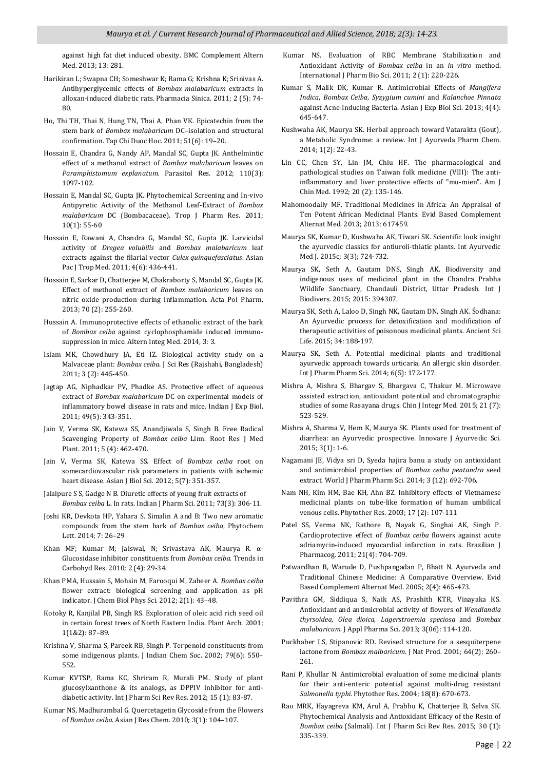against high fat diet induced obesity. BMC Complement Altern Med. 2013; 13: 281.

Harikiran L; Swapna CH; Someshwar K; Rama G; Krishna K; Srinivas A. Antihyperglycemic effects of *Bombax malabaricum* extracts in alloxan-induced diabetic rats. Pharmacia Sinica. 2011; 2 (5): 74-80.

Ho, Thi TH, Thai N, Hung TN, Thai A, Phan VK. Epicatechin from the stem bark of *Bombax malabaricum* DC–isolation and structural confirmation. Tap Chi Duoc Hoc. 2011; 51(6): 19–20.

Hossain E, Chandra G, Nandy AP, Mandal SC, Gupta JK. Anthelmintic effect of a methanol extract of *Bombax malabaricum* leaves on *Paramphistomum explanatum*. Parasitol Res. 2012; 110(3): 1097-102.

Hossain E, Mandal SC, Gupta JK. Phytochemical Screening and In-vivo Antipyretic Activity of the Methanol Leaf-Extract of *Bombax malabaricum* DC (Bombacaceae). Trop J Pharm Res. 2011; 10(1): 55-60

Hossain E, Rawani A, Chandra G, Mandal SC, Gupta JK. Larvicidal activity of *Dregea volubilis* and *Bombax malabaricum* leaf extracts against the filarial vector *Culex quinquefasciatus*. Asian Pac J Trop Med. 2011; 4(6): 436-441.

Hossain E, Sarkar D, Chatterjee M, Chakraborty S, Mandal SC, Gupta JK. Effect of methanol extract of *Bombax malabaricum* leaves on nitric oxide production during inflammation. Acta Pol Pharm. 2013; 70 (2): 255-260.

Hussain A. Immunoprotective effects of ethanolic extract of the bark of *Bombax ceiba* against cyclophosphamide induced immunosuppression in mice. Altern Integ Med. 2014, 3: 3.

Islam MK, Chowdhury JA, Eti IZ. Biological activity study on a Malvaceae plant: *Bombax ceiba*. J Sci Res (Rajshahi, Bangladesh) 2011; 3 (2): 445-450.

Jagtap AG, Niphadkar PV, Phadke AS. Protective effect of aqueous extract of *Bombax malabaricum* DC on experimental models of inflammatory bowel disease in rats and mice. Indian J Exp Biol. 2011; 49(5): 343-351.

Jain V, Verma SK, Katewa SS, Anandjiwala S, Singh B. Free Radical Scavenging Property of *Bombax ceiba* Linn. Root Res J Med Plant. 2011; 5 (4): 462-470.

Jain V, Verma SK, Katewa SS. Effect of *Bombax ceiba* root on somecardiovascular risk parameters in patients with ischemic heart disease. Asian J Biol Sci. 2012; 5(7): 351-357.

Jalalpure S S, Gadge N B. Diuretic effects of young fruit extracts of *Bombax ceiba* L. In rats. Indian J Pharm Sci. 2011; 73(3): 306-11.

Joshi KR, Devkota HP, Yahara S. Simalin A and B: Two new aromatic compounds from the stem bark of *Bombax ceiba*, Phytochem Lett. 2014; 7: 26–29

Khan MF; Kumar M; Jaiswal, N; Srivastava AK, Maurya R. α-Glucosidase inhibitor constituents from *Bombax ceiba*. Trends in Carbohyd Res. 2010; 2 (4): 29-34.

Khan PMA, Hussain S, Mohsin M, Farooqui M, Zaheer A. *Bombax ceiba* flower extract: biological screening and application as pH indicator. J Chem Biol Phys Sci. 2012; 2(1): 43–48.

Kotoky R, Kanjilal PB, Singh RS. Exploration of oleic acid rich seed oil in certain forest trees of North Eastern India. Plant Arch. 2001; 1(1&2): 87–89.

Krishna V, Sharma S, Pareek RB, Singh P. Terpenoid constituents from some indigenous plants. J Indian Chem Soc. 2002; 79(6): 550–552.

Kumar KVTSP, Rama KC, Shriram R, Murali PM. Study of plant glucosylxanthone & its analogs, as DPPIV inhibitor for anti-diabetic activity. Int J Pharm Sci Rev Res. 2012; 15 (1): 83-87.

Kumar NS, Madhurambal G. Quercetagetin Glycoside from the Flowers of *Bombax ceiba*. Asian J Res Chem. 2010; 3(1): 104–107.

Kumar NS. Evaluation of RBC Membrane Stabilization and Antioxidant Activity of *Bombax ceiba* in an *in vitro* method. International J Pharm Bio Sci. 2011; 2 (1): 220-226.

Kumar S, Malik DK, Kumar R. Antimicrobial Effects of *Mangifera Indica*, *Bombax Ceiba*, *Syzygium cumini* and *Kalanchoe Pinnata* against Acne-Inducing Bacteria. Asian J Exp Biol Sci. 2013; 4(4): 645-647.

Kushwaha AK, Maurya SK. Herbal approach toward Vatarakta (Gout), a Metabolic Syndrome: a review. Int J Ayurveda Pharm Chem. 2014; 1(2): 22-43.

Lin CC, Chen SY, Lin JM, Chiu HF. The pharmacological and pathological studies on Taiwan folk medicine (VIII): The anti-inflammatory and liver protective effects of "mu-mien". Am J Chin Med. 1992; 20 (2): 135-146.

Mahomoodally MF. Traditional Medicines in Africa: An Appraisal of Ten Potent African Medicinal Plants. Evid Based Complement Alternat Med. 2013; 2013: 617459.

Maurya SK, Kumar D, Kushwaha AK, Tiwari SK. Scientific look insight the ayurvedic classics for antiuroli-thiatic plants. Int Ayurvedic Med J. 2015c; 3(3); 724-732.

Maurya SK, Seth A, Gautam DNS, Singh AK. Biodiversity and indigenous uses of medicinal plant in the Chandra Prabha Wildlife Sanctuary, Chandauli District, Uttar Pradesh. Int J Biodivers. 2015; 2015: 394307.

Maurya SK, Seth A, Laloo D, Singh NK, Gautam DN, Singh AK. Śodhana: An Ayurvedic process for detoxification and modification of therapeutic activities of poisonous medicinal plants. Ancient Sci Life. 2015; 34: 188-197.

Maurya SK, Seth A. Potential medicinal plants and traditional ayurvedic approach towards urticaria, An allergic skin disorder. Int J Pharm Pharm Sci. 2014; 6(5): 172-177.

Mishra A, Mishra S, Bhargav S, Bhargava C, Thakur M. Microwave assisted extraction, antioxidant potential and chromatographic studies of some Rasayana drugs. Chin J Integr Med. 2015; 21 (7): 523-529.

Mishra A, Sharma V, Hem K, Maurya SK. Plants used for treatment of diarrhea: an Ayurvedic prospective. Innovare J Ayurvedic Sci. 2015; 3(1): 1-6.

Nagamani JE, Vidya sri D, Syeda hajira banu a study on antioxidant and antimicrobial properties of *Bombax ceiba pentandra* seed extract. World J Pharm Pharm Sci. 2014; 3 (12): 692-706.

Nam NH, Kim HM, Bae KH, Ahn BZ. Inhibitory effects of Vietnamese medicinal plants on tube-like formation of human umbilical venous cells. Phytother Res. 2003; 17 (2): 107-111

Patel SS, Verma NK, Rathore B, Nayak G, Singhai AK, Singh P. Cardioprotective effect of *Bombax ceiba* flowers against acute adriamycin-induced myocardial infarction in rats. Brazilian J Pharmacog. 2011; 21(4): 704-709.

Patwardhan B, Warude D, Pushpangadan P, Bhatt N. Ayurveda and Traditional Chinese Medicine: A Comparative Overview. Evid Based Complement Alternat Med. 2005; 2(4): 465-473.

Pavithra GM, Siddiqua S, Naik AS, Prashith KTR, Vinayaka KS. Antioxidant and antimicrobial activity of flowers of *Wendlandia thyrsoidea*, *Olea dioica*, *Lagerstroemia speciosa* and *Bombax malabaricum*. J Appl Pharma Sci. 2013; 3(06): 114-120.

Puckhaber LS, Stipanovic RD. Revised structure for a sesquiterpene lactone from *Bombax malbaricum*. J Nat Prod. 2001; 64(2): 260–261.

Rani P, Khullar N. Antimicrobial evaluation of some medicinal plants for their anti-enteric potential against multi-drug resistant *Salmonella typhi*. Phytother Res. 2004; 18(8): 670-673.

Rao MRK, Hayagreva KM, Arul A, Prabhu K, Chatterjee B, Selva SK. Phytochemical Analysis and Antioxidant Efficacy of the Resin of *Bombax ceiba* (Salmali). Int J Pharm Sci Rev Res. 2015; 30 (1): 335-339.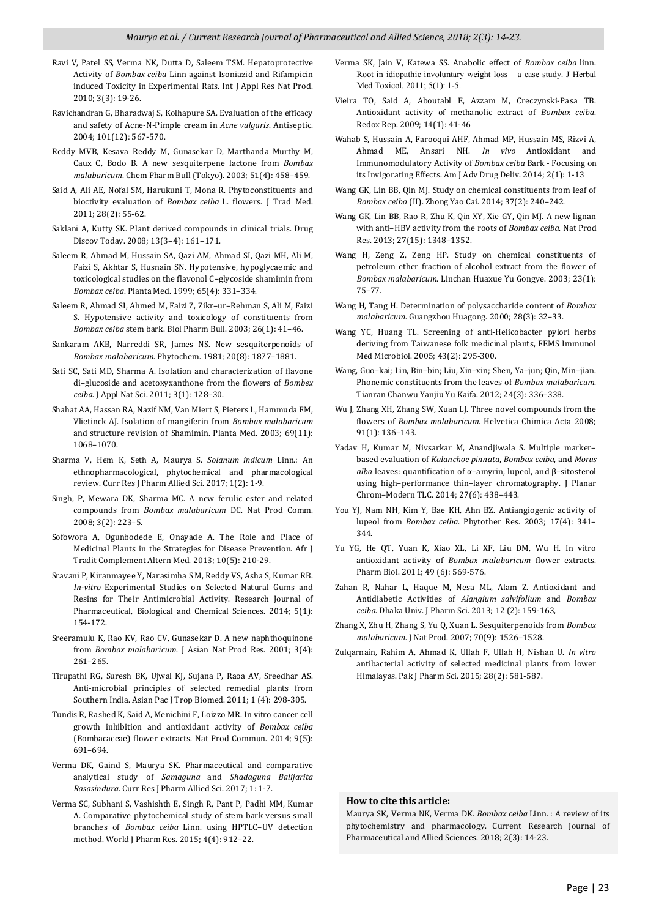Ravi V, Patel SS, Verma NK, Dutta D, Saleem TSM. Hepatoprotective Activity of *Bombax ceiba* Linn against Isoniazid and Rifampicin induced Toxicity in Experimental Rats. Int J Appl Res Nat Prod. 2010; 3(3): 19-26.

Ravichandran G, Bharadwaj S, Kolhapure SA. Evaluation of the efficacy and safety of Acne-N-Pimple cream in *Acne vulgaris*. Antiseptic. 2004; 101(12): 567-570.

Reddy MVB, Kesava Reddy M, Gunasekar D, Marthanda Murthy M, Caux C, Bodo B. A new sesquiterpene lactone from *Bombax malabaricum*. Chem Pharm Bull (Tokyo). 2003; 51(4): 458–459.

Said A, Ali AE, Nofal SM, Harukuni T, Mona R. Phytoconstituents and bioctivity evaluation of *Bombax ceiba* L. flowers. J Trad Med. 2011; 28(2): 55-62.

Saklani A, Kutty SK. Plant derived compounds in clinical trials. Drug Discov Today. 2008; 13(3–4): 161–171.

Saleem R, Ahmad M, Hussain SA, Qazi AM, Ahmad SI, Qazi MH, Ali M, Faizi S, Akhtar S, Husnain SN. Hypotensive, hypoglycaemic and toxicological studies on the flavonol C–glycoside shamimin from *Bombax ceiba*. Planta Med. 1999; 65(4): 331–334.

Saleem R, Ahmad SI, Ahmed M, Faizi Z, Zikr–ur–Rehman S, Ali M, Faizi S. Hypotensive activity and toxicology of constituents from *Bombax ceiba* stem bark. Biol Pharm Bull. 2003; 26(1): 41–46.

Sankaram AKB, Narreddi SR, James NS. New sesquiterpenoids of *Bombax malabaricum*. Phytochem. 1981; 20(8): 1877–1881.

Sati SC, Sati MD, Sharma A. Isolation and characterization of flavone di–glucoside and acetoxyxanthone from the flowers of *Bombex ceiba*. J Appl Nat Sci. 2011; 3(1): 128–30.

Shahat AA, Hassan RA, Nazif NM, Van Miert S, Pieters L, Hammuda FM, Vlietinck AJ. Isolation of mangiferin from *Bombax malabaricum* and structure revision of Shamimin. Planta Med. 2003; 69(11): 1068–1070.

Sharma V, Hem K, Seth A, Maurya S. *Solanum indicum* Linn.: An ethnopharmacological, phytochemical and pharmacological review. Curr Res J Pharm Allied Sci. 2017; 1(2): 1-9.

Singh, P, Mewara DK, Sharma MC. A new ferulic ester and related compounds from *Bombax malabaricum* DC. Nat Prod Comm. 2008; 3(2): 223–5.

Sofowora A, Ogunbodede E, Onayade A. The Role and Place of Medicinal Plants in the Strategies for Disease Prevention. Afr J Tradit Complement Altern Med. 2013; 10(5): 210-29.

Sravani P, Kiranmayee Y, Narasimha S M, Reddy VS, Asha S, Kumar RB. *In-vitro* Experimental Studies on Selected Natural Gums and Resins for Their Antimicrobial Activity. Research Journal of Pharmaceutical, Biological and Chemical Sciences. 2014; 5(1): 154-172.

Sreeramulu K, Rao KV, Rao CV, Gunasekar D. A new naphthoquinone from *Bombax malabaricum*. J Asian Nat Prod Res. 2001; 3(4): 261–265.

Tirupathi RG, Suresh BK, Ujwal KJ, Sujana P, Raoa AV, Sreedhar AS. Anti-microbial principles of selected remedial plants from Southern India. Asian Pac J Trop Biomed. 2011; 1 (4): 298-305.

Tundis R, Rashed K, Said A, Menichini F, Loizzo MR. In vitro cancer cell growth inhibition and antioxidant activity of *Bombax ceiba* (Bombacaceae) flower extracts. Nat Prod Commun. 2014; 9(5): 691–694.

Verma DK, Gaind S, Maurya SK. Pharmaceutical and comparative analytical study of *Samaguna* and *Shadaguna Balijarita Rasasindura*. Curr Res J Pharm Allied Sci. 2017; 1: 1-7.

Verma SC, Subhani S, Vashishth E, Singh R, Pant P, Padhi MM, Kumar A. Comparative phytochemical study of stem bark versus small branches of *Bombax ceiba* Linn. using HPTLC–UV detection method. World J Pharm Res. 2015; 4(4): 912–22.

Verma SK, Jain V, Katewa SS. Anabolic effect of *Bombax ceiba* linn. Root in idiopathic involuntary weight loss – a case study. J Herbal Med Toxicol. 2011; 5(1): 1-5.

Vieira TO, Said A, Aboutabl E, Azzam M, Creczynski-Pasa TB. Antioxidant activity of methanolic extract of *Bombax ceiba*. Redox Rep. 2009; 14(1): 41-46

Wahab S, Hussain A, Farooqui AHF, Ahmad MP, Hussain MS, Rizvi A, Ahmad ME, Ansari NH. *In vivo* Antioxidant and Immunomodulatory Activity of *Bombax ceiba* Bark - Focusing on its Invigorating Effects. Am J Adv Drug Deliv. 2014; 2(1): 1-13

Wang GK, Lin BB, Qin MJ. Study on chemical constituents from leaf of *Bombax ceiba* (II). Zhong Yao Cai. 2014; 37(2): 240–242.

Wang GK, Lin BB, Rao R, Zhu K, Qin XY, Xie GY, Qin MJ. A new lignan with anti–HBV activity from the roots of *Bombax ceiba*. Nat Prod Res. 2013; 27(15): 1348–1352.

Wang H, Zeng Z, Zeng HP. Study on chemical constituents of petroleum ether fraction of alcohol extract from the flower of *Bombax malabaricum*. Linchan Huaxue Yu Gongye. 2003; 23(1): 75–77.

Wang H, Tang H. Determination of polysaccharide content of *Bombax malabaricum*. Guangzhou Huagong. 2000; 28(3): 32–33.

Wang YC, Huang TL. Screening of anti-Helicobacter pylori herbs deriving from Taiwanese folk medicinal plants, FEMS Immunol Med Microbiol. 2005; 43(2): 295-300.

Wang, Guo–kai; Lin, Bin–bin; Liu, Xin–xin; Shen, Ya–jun; Qin, Min–jian. Phonemic constituents from the leaves of *Bombax malabaricum*. Tianran Chanwu Yanjiu Yu Kaifa. 2012; 24(3): 336–338.

Wu J, Zhang XH, Zhang SW, Xuan LJ. Three novel compounds from the flowers of *Bombax malabaricum*. Helvetica Chimica Acta 2008; 91(1): 136–143.

Yadav H, Kumar M, Nivsarkar M, Anandjiwala S. Multiple marker–based evaluation of *Kalanchoe pinnata*, *Bombax ceiba*, and *Morus alba* leaves: quantification of α–amyrin, lupeol, and β–sitosterol using high–performance thin–layer chromatography. J Planar Chrom–Modern TLC. 2014; 27(6): 438–443.

You YJ, Nam NH, Kim Y, Bae KH, Ahn BZ. Antiangiogenic activity of lupeol from *Bombax ceiba*. Phytother Res. 2003; 17(4): 341–344.

Yu YG, He QT, Yuan K, Xiao XL, Li XF, Liu DM, Wu H. In vitro antioxidant activity of *Bombax malabaricum* flower extracts. Pharm Biol. 2011; 49 (6): 569-576.

Zahan R, Nahar L, Haque M, Nesa ML, Alam Z. Antioxidant and Antidiabetic Activities of *Alangium salvifolium* and *Bombax ceiba*. Dhaka Univ. J Pharm Sci. 2013; 12 (2): 159-163,

Zhang X, Zhu H, Zhang S, Yu Q, Xuan L. Sesquiterpenoids from *Bombax malabaricum*. J Nat Prod. 2007; 70(9): 1526–1528.

Zulqarnain, Rahim A, Ahmad K, Ullah F, Ullah H, Nishan U. *In vitro* antibacterial activity of selected medicinal plants from lower Himalayas. Pak J Pharm Sci. 2015; 28(2): 581-587.

**How to cite this article:**

Maurya SK, Verma NK, Verma DK. *Bombax ceiba* Linn. : A review of its phytochemistry and pharmacology. Current Research Journal of Pharmaceutical and Allied Sciences. 2018; 2(3): 14-23.